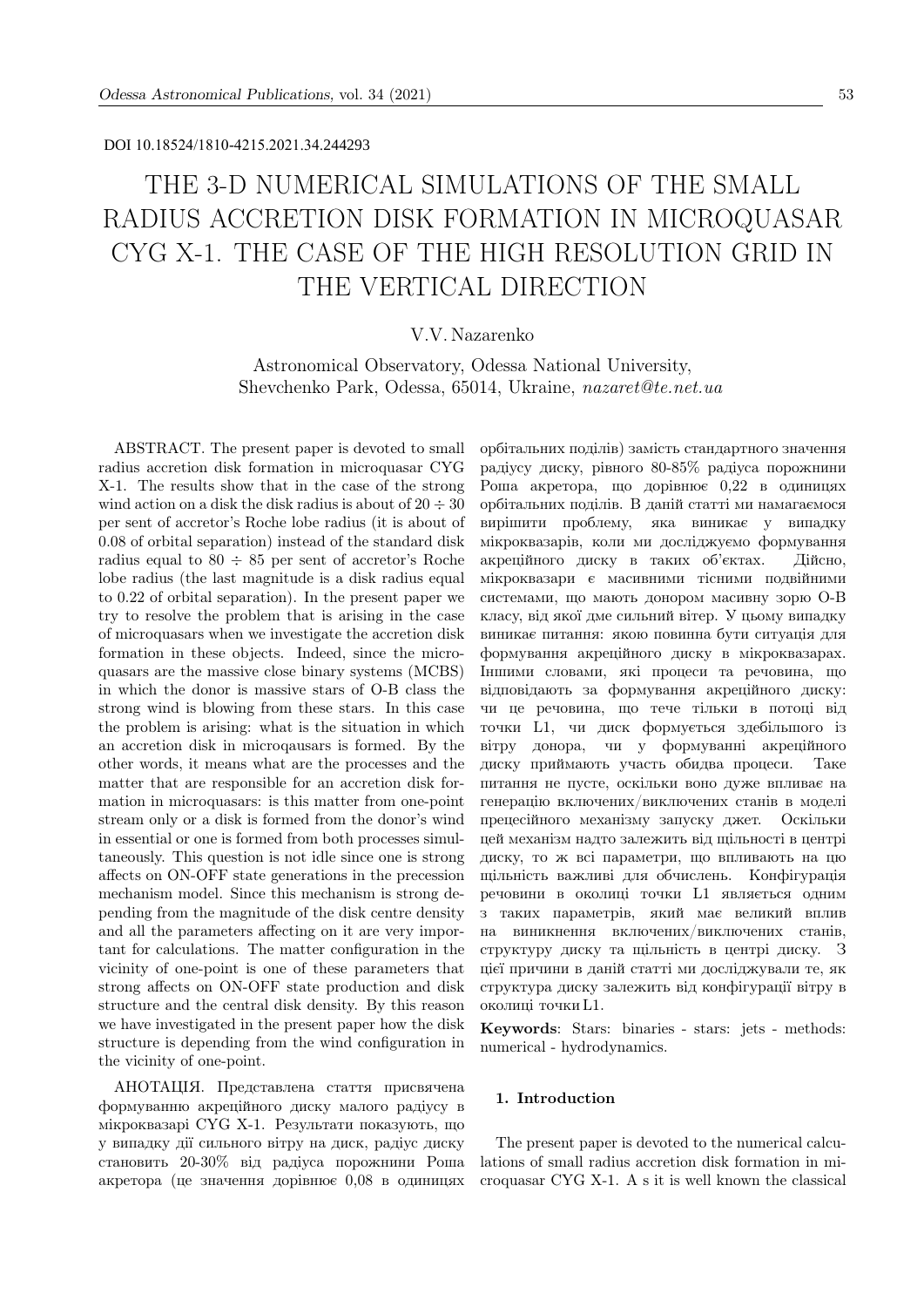DOI 10.18524/1810-4215.2021.34.244293

# THE 3-D NUMERICAL SIMULATIONS OF THE SMALL RADIUS ACCRETION DISK FORMATION IN MICROQUASAR CYG X-1. THE CASE OF THE HIGH RESOLUTION GRID IN THE VERTICAL DIRECTION

V.V. Nazarenko

Astronomical Observatory, Odessa National University,
Shevchenko Park, Odessa, 65014, Ukraine, *nazaret@te.net.ua*

ABSTRACT. The present paper is devoted to small radius accretion disk formation in microquasar CYG X-1. The results show that in the case of the strong wind action on a disk the disk radius is about of $20 \div 30$ per sent of accretor's Roche lobe radius (it is about of 0.08 of orbital separation) instead of the standard disk radius equal to $80 \div 85$ per sent of accretor's Roche lobe radius (the last magnitude is a disk radius equal to 0.22 of orbital separation). In the present paper we try to resolve the problem that is arising in the case of microquasars when we investigate the accretion disk formation in these objects. Indeed, since the microquasars are the massive close binary systems (MCBS) in which the donor is massive stars of O-B class the strong wind is blowing from these stars. In this case the problem is arising: what is the situation in which an accretion disk in microqausars is formed. By the other words, it means what are the processes and the matter that are responsible for an accretion disk formation in microquasars: is this matter from one-point stream only or a disk is formed from the donor's wind in essential or one is formed from both processes simultaneously. This question is not idle since one is strong affects on ON-OFF state generations in the precession mechanism model. Since this mechanism is strong depending from the magnitude of the disk centre density and all the parameters affecting on it are very important for calculations. The matter configuration in the vicinity of one-point is one of these parameters that strong affects on ON-OFF state production and disk structure and the central disk density. By this reason we have investigated in the present paper how the disk structure is depending from the wind configuration in the vicinity of one-point.

АНОТАЦІЯ. Представлена стаття присвячена формуванню акреційного диску малого радіусу в мікроквазарі CYG X-1. Результати показують, що у випадку дії сильного вітру на диск, радіус диску становить 20-30% від радіуса порожнини Роша акретора (це значення дорівнює 0,08 в одиницях орбітальних поділів) замість стандартного значення радіусу диску, рівного 80-85% радіуса порожнини Роша акретора, що дорівнює 0,22 в одиницях орбітальних поділів. В даній статті ми намагаємося вирішити проблему, яка виникає у випадку мікроквазарів, коли ми досліджуємо формування акреційного диску в таких об'єктах. Дійсно, мікроквазари є масивними тісними подвійними системами, що мають донором масивну зорю O-B класу, від якої дме сильний вітер. У цьому випадку виникає питання: якою повинна бути ситуація для формування акреційного диску в мікроквазарах. Іншими словами, які процеси та речовина, що відповідають за формування акреційного диску: чи це речовина, що тече тільки в потоці від точки L1, чи диск формується здебільшого із вітру донора, чи у формуванні акреційного диску приймають участь обидва процеси. Таке питання не пусте, оскільки воно дуже впливає на генерацію включених/виключених станів в моделі прецесійного механізму запуску джет. Оскільки цей механізм надто залежить від щільності в центрі диску, то ж всі параметри, що впливають на цю щільність важливі для обчислень. Конфігурація речовини в околиці точки L1 являється одним з таких параметрів, який має великий вплив на виникнення включених/виключених станів, структуру диску та щільність в центрі диску. З цієї причини в даній статті ми досліджували те, як структура диску залежить від конфігурації вітру в околиці точки L1.

**Keywords**: Stars: binaries - stars: jets - methods: numerical - hydrodynamics.

## 1. Introduction

The present paper is devoted to the numerical calculations of small radius accretion disk formation in microquasar CYG X-1. A s it is well known the classical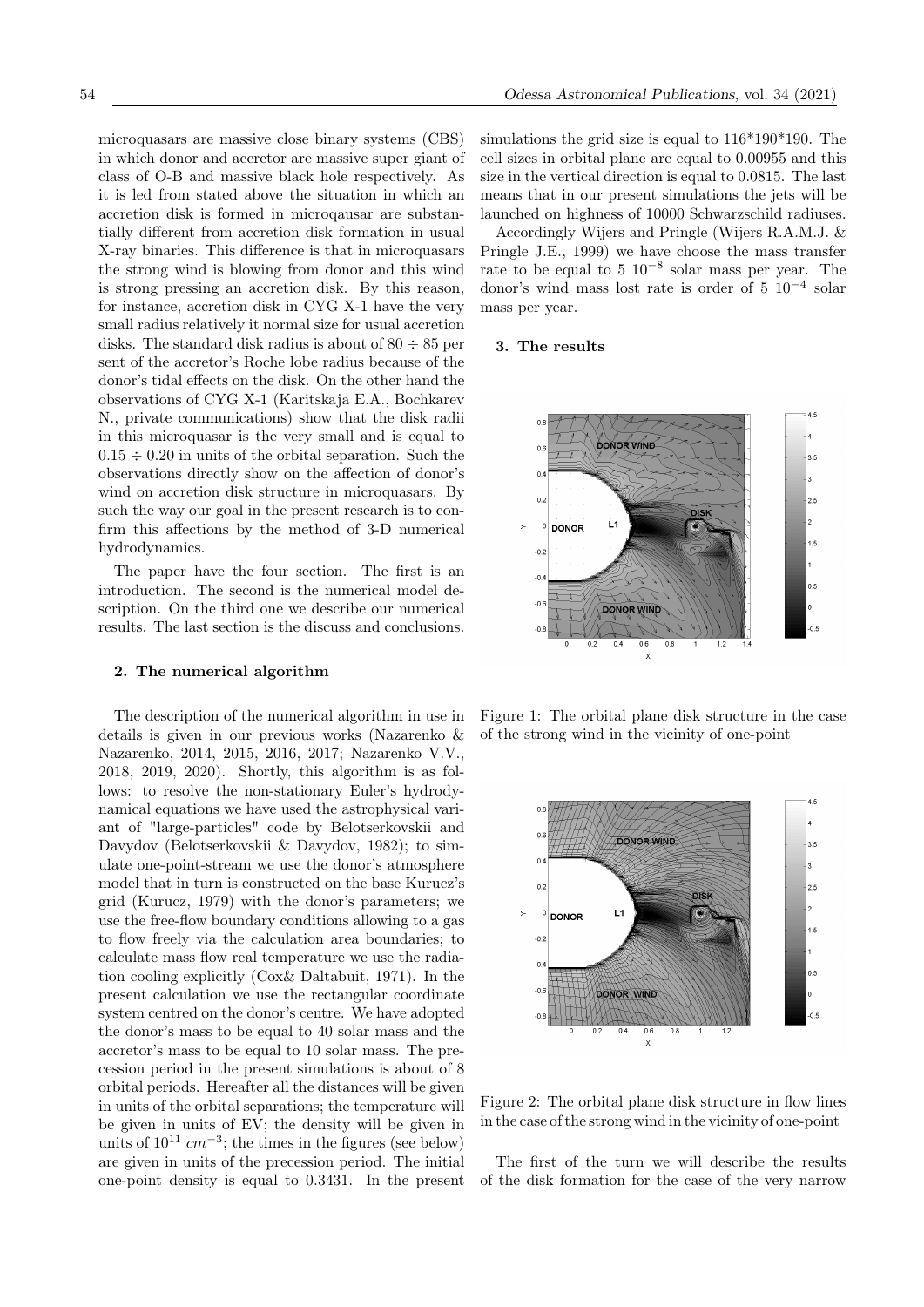microquasars are massive close binary systems (CBS) in which donor and accretor are massive super giant of class of O-B and massive black hole respectively. As it is led from stated above the situation in which an accretion disk is formed in microqausar are substantially different from accretion disk formation in usual X-ray binaries. This difference is that in microquasars the strong wind is blowing from donor and this wind is strong pressing an accretion disk. By this reason, for instance, accretion disk in CYG X-1 have the very small radius relatively it normal size for usual accretion disks. The standard disk radius is about of $80 \div 85$ per sent of the accretor's Roche lobe radius because of the donor's tidal effects on the disk. On the other hand the observations of CYG X-1 (Karitskaja E.A., Bochkarev N., private communications) show that the disk radii in this microquasar is the very small and is equal to $0.15 \div 0.20$ in units of the orbital separation. Such the observations directly show on the affection of donor's wind on accretion disk structure in microquasars. By such the way our goal in the present research is to confirm this affections by the method of 3-D numerical hydrodynamics.

The paper have the four section. The first is an introduction. The second is the numerical model description. On the third one we describe our numerical results. The last section is the discuss and conclusions.

## 2. The numerical algorithm

The description of the numerical algorithm in use in details is given in our previous works (Nazarenko & Nazarenko, 2014, 2015, 2016, 2017; Nazarenko V.V., 2018, 2019, 2020). Shortly, this algorithm is as follows: to resolve the non-stationary Euler's hydrodynamical equations we have used the astrophysical variant of "large-particles" code by Belotserkovskii and Davydov (Belotserkovskii & Davydov, 1982); to simulate one-point-stream we use the donor's atmosphere model that in turn is constructed on the base Kurucz's grid (Kurucz, 1979) with the donor's parameters; we use the free-flow boundary conditions allowing to a gas to flow freely via the calculation area boundaries; to calculate mass flow real temperature we use the radiation cooling explicitly (Cox& Daltabuit, 1971). In the present calculation we use the rectangular coordinate system centred on the donor's centre. We have adopted the donor's mass to be equal to 40 solar mass and the accretor's mass to be equal to 10 solar mass. The precession period in the present simulations is about of 8 orbital periods. Hereafter all the distances will be given in units of the orbital separations; the temperature will be given in units of EV; the density will be given in units of $10^{11}$ $cm^{-3}$; the times in the figures (see below) are given in units of the precession period. The initial one-point density is equal to 0.3431. In the present simulations the grid size is equal to 116*190*190. The cell sizes in orbital plane are equal to 0.00955 and this size in the vertical direction is equal to 0.0815. The last means that in our present simulations the jets will be launched on highness of 10000 Schwarzschild radiuses.

Accordingly Wijers and Pringle (Wijers R.A.M.J. & Pringle J.E., 1999) we have choose the mass transfer rate to be equal to 5 $10^{-8}$ solar mass per year. The donor's wind mass lost rate is order of 5 $10^{-4}$ solar mass per year.

## 3. The results

Figure 1: The orbital plane disk structure in the case of the strong wind in the vicinity of one-point

Figure 2: The orbital plane disk structure in flow lines in the case of the strong wind in the vicinity of one-point

The first of the turn we will describe the results of the disk formation for the case of the very narrow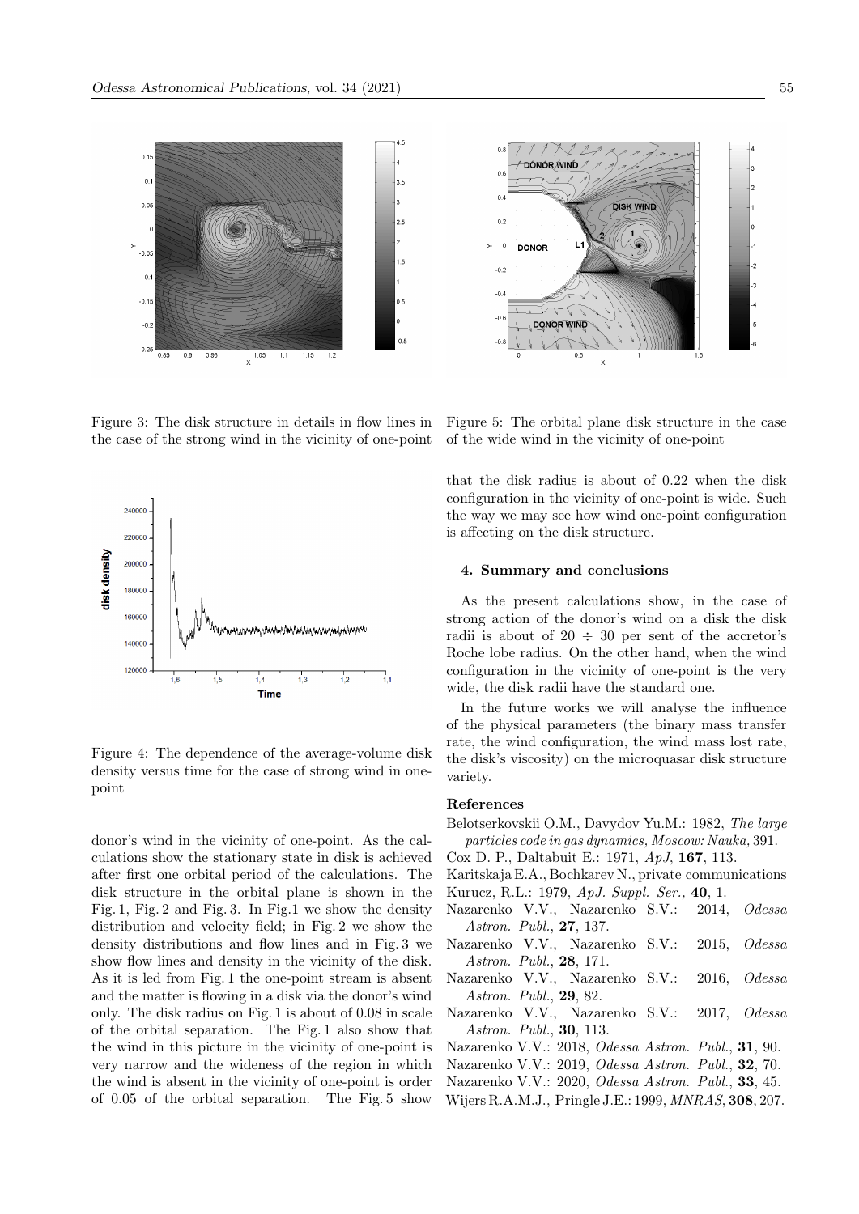0.15
0.1
0.05
0
Y -0.05
-0.1
-0.15
-0.2
-0.25
0.85 0.9 0.95 1 1.05 1.1 1.15 1.2
X
4.5
4
3.5
3
2.5
2
1.5
1
0.5
0
-0.5

Figure 3: The disk structure in details in flow lines in the case of the strong wind in the vicinity of one-point

0.8
0.6
0.4
0.2
Y 0
-0.2
-0.4
-0.6
-0.8
0 0.5 1 1.5
X
DONOR WIND
DISK WIND
DONOR
L1
2
1
DONOR WIND
4
3
2
1
0
-1
-2
-3
-4
-5
-6

Figure 5: The orbital plane disk structure in the case of the wide wind in the vicinity of one-point

disk density
240000
220000
200000
180000
160000
140000
120000
-1,6 -1,5 -1,4 -1,3 -1,2 -1,1
Time

Figure 4: The dependence of the average-volume disk density versus time for the case of strong wind in one-point

donor's wind in the vicinity of one-point. As the calculations show the stationary state in disk is achieved after first one orbital period of the calculations. The disk structure in the orbital plane is shown in the Fig. 1, Fig. 2 and Fig. 3. In Fig.1 we show the density distribution and velocity field; in Fig. 2 we show the density distributions and flow lines and in Fig. 3 we show flow lines and density in the vicinity of the disk. As it is led from Fig. 1 the one-point stream is absent and the matter is flowing in a disk via the donor's wind only. The disk radius on Fig. 1 is about of 0.08 in scale of the orbital separation. The Fig. 1 also show that the wind in this picture in the vicinity of one-point is very narrow and the wideness of the region in which the wind is absent in the vicinity of one-point is order of 0.05 of the orbital separation. The Fig. 5 show that the disk radius is about of 0.22 when the disk configuration in the vicinity of one-point is wide. Such the way we may see how wind one-point configuration is affecting on the disk structure.

## 4. Summary and conclusions

As the present calculations show, in the case of strong action of the donor's wind on a disk the disk radii is about of $20 \div 30$ per sent of the accretor's Roche lobe radius. On the other hand, when the wind configuration in the vicinity of one-point is the very wide, the disk radii have the standard one.

In the future works we will analyse the influence of the physical parameters (the binary mass transfer rate, the wind configuration, the wind mass lost rate, the disk's viscosity) on the microquasar disk structure variety.

## References

Belotserkovskii O.M., Davydov Yu.M.: 1982, *The large particles code in gas dynamics, Moscow: Nauka,* 391.

Cox D. P., Daltabuit E.: 1971, *ApJ*, **167**, 113.

Karitskaja E.A., Bochkarev N., private communications

Kurucz, R.L.: 1979, *ApJ. Suppl. Ser.,* **40**, 1.

Nazarenko V.V., Nazarenko S.V.: 2014, *Odessa Astron. Publ.*, **27**, 137.

Nazarenko V.V., Nazarenko S.V.: 2015, *Odessa Astron. Publ.*, **28**, 171.

Nazarenko V.V., Nazarenko S.V.: 2016, *Odessa Astron. Publ.*, **29**, 82.

Nazarenko V.V., Nazarenko S.V.: 2017, *Odessa Astron. Publ.*, **30**, 113.

Nazarenko V.V.: 2018, *Odessa Astron. Publ.*, **31**, 90.

Nazarenko V.V.: 2019, *Odessa Astron. Publ.*, **32**, 70.

Nazarenko V.V.: 2020, *Odessa Astron. Publ.*, **33**, 45.

Wijers R.A.M.J., Pringle J.E.: 1999, *MNRAS*, **308**, 207.